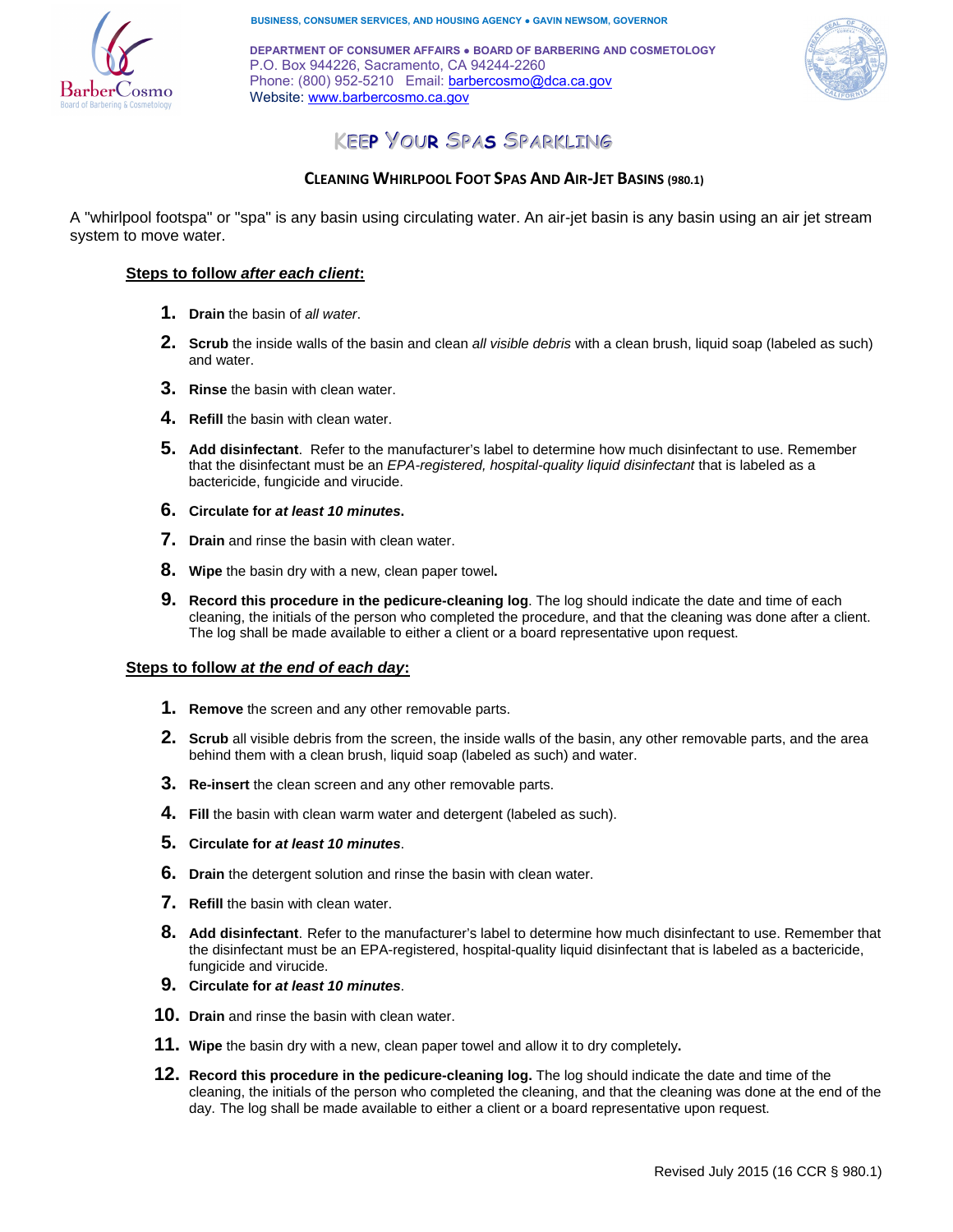BUSINESS, CONSUMER SERVICES, AND HOUSING AGENCY • GAVIN NEWSOM, GOVERNOR

DEPARTMENT OF CONSUMER AFFAIRS • BOARD OF BARBERING AND COSMETOLOGY
P.O. Box 944226, Sacramento, CA 94244-2260
Phone: (800) 952-5210 Email: barbercosmo@dca.ca.gov
Website: www.barbercosmo.ca.gov

# KEEP YOUR SPAS SPARKLING

## CLEANING WHIRLPOOL FOOT SPAS AND AIR-JET BASINS (980.1)

A "whirlpool footspa" or "spa" is any basin using circulating water. An air-jet basin is any basin using an air jet stream system to move water.

### Steps to follow *after each client*:

1. **Drain** the basin of *all water*.
2. **Scrub** the inside walls of the basin and clean *all visible debris* with a clean brush, liquid soap (labeled as such) and water.
3. **Rinse** the basin with clean water.
4. **Refill** the basin with clean water.
5. **Add disinfectant**. Refer to the manufacturer's label to determine how much disinfectant to use. Remember that the disinfectant must be an *EPA-registered, hospital-quality liquid disinfectant* that is labeled as a bactericide, fungicide and virucide.
6. **Circulate for *at least 10 minutes*.**
7. **Drain** and rinse the basin with clean water.
8. **Wipe** the basin dry with a new, clean paper towel.
9. **Record this procedure in the pedicure-cleaning log**. The log should indicate the date and time of each cleaning, the initials of the person who completed the procedure, and that the cleaning was done after a client. The log shall be made available to either a client or a board representative upon request.

### Steps to follow *at the end of each day*:

1. **Remove** the screen and any other removable parts.
2. **Scrub** all visible debris from the screen, the inside walls of the basin, any other removable parts, and the area behind them with a clean brush, liquid soap (labeled as such) and water.
3. **Re-insert** the clean screen and any other removable parts.
4. **Fill** the basin with clean warm water and detergent (labeled as such).
5. **Circulate for *at least 10 minutes***.
6. **Drain** the detergent solution and rinse the basin with clean water.
7. **Refill** the basin with clean water.
8. **Add disinfectant**. Refer to the manufacturer's label to determine how much disinfectant to use. Remember that the disinfectant must be an EPA-registered, hospital-quality liquid disinfectant that is labeled as a bactericide, fungicide and virucide.
9. **Circulate for *at least 10 minutes***.
10. **Drain** and rinse the basin with clean water.
11. **Wipe** the basin dry with a new, clean paper towel and allow it to dry completely.
12. **Record this procedure in the pedicure-cleaning log.** The log should indicate the date and time of the cleaning, the initials of the person who completed the cleaning, and that the cleaning was done at the end of the day. The log shall be made available to either a client or a board representative upon request.

Revised July 2015 (16 CCR § 980.1)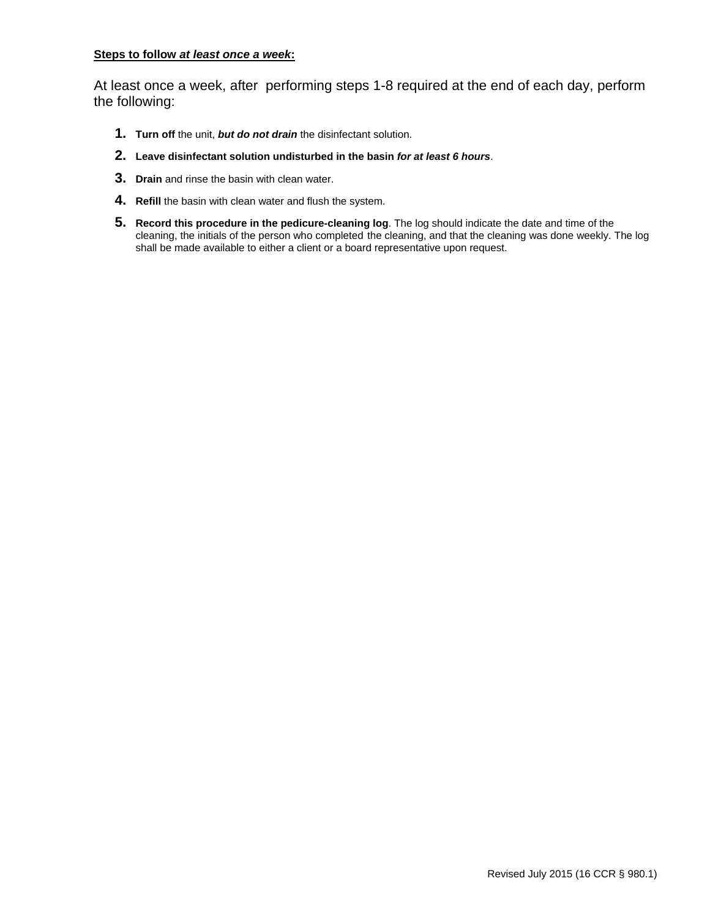**<u>Steps to follow *at least once a week*:</u>**

At least once a week, after performing steps 1-8 required at the end of each day, perform the following:

1. **Turn off** the unit, ***but do not drain*** the disinfectant solution.
2. **Leave disinfectant solution undisturbed in the basin *for at least 6 hours***.
3. **Drain** and rinse the basin with clean water.
4. **Refill** the basin with clean water and flush the system.
5. **Record this procedure in the pedicure-cleaning log**. The log should indicate the date and time of the cleaning, the initials of the person who completed the cleaning, and that the cleaning was done weekly. The log shall be made available to either a client or a board representative upon request.

Revised July 2015 (16 CCR § 980.1)